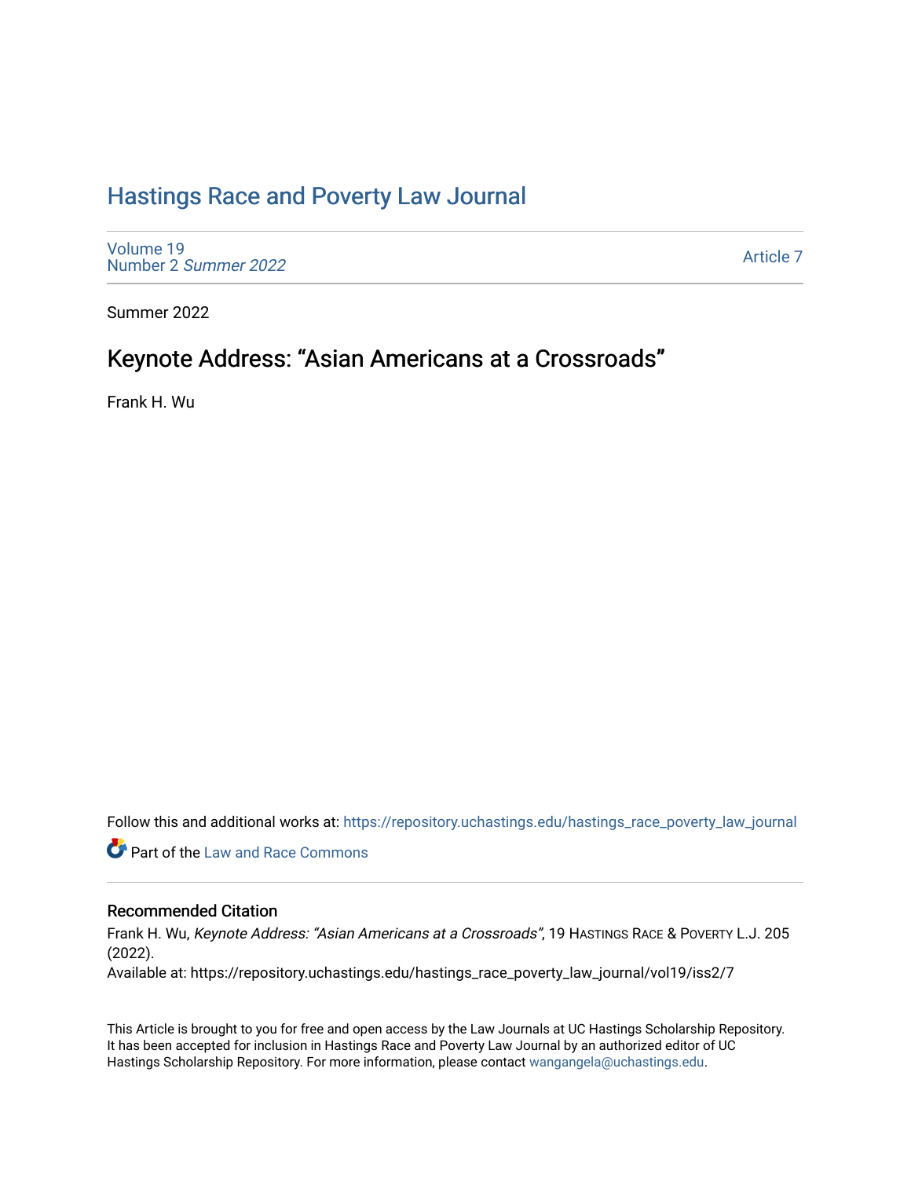# Hastings Race and Poverty Law Journal

Volume 19
Number 2 *Summer 2022*

Article 7

Summer 2022

## Keynote Address: "Asian Americans at a Crossroads"

Frank H. Wu

Follow this and additional works at: https://repository.uchastings.edu/hastings_race_poverty_law_journal

Part of the Law and Race Commons

### Recommended Citation

Frank H. Wu, *Keynote Address: "Asian Americans at a Crossroads"*, 19 HASTINGS RACE & POVERTY L.J. 205 (2022).

Available at: https://repository.uchastings.edu/hastings_race_poverty_law_journal/vol19/iss2/7

This Article is brought to you for free and open access by the Law Journals at UC Hastings Scholarship Repository. It has been accepted for inclusion in Hastings Race and Poverty Law Journal by an authorized editor of UC Hastings Scholarship Repository. For more information, please contact wangangela@uchastings.edu.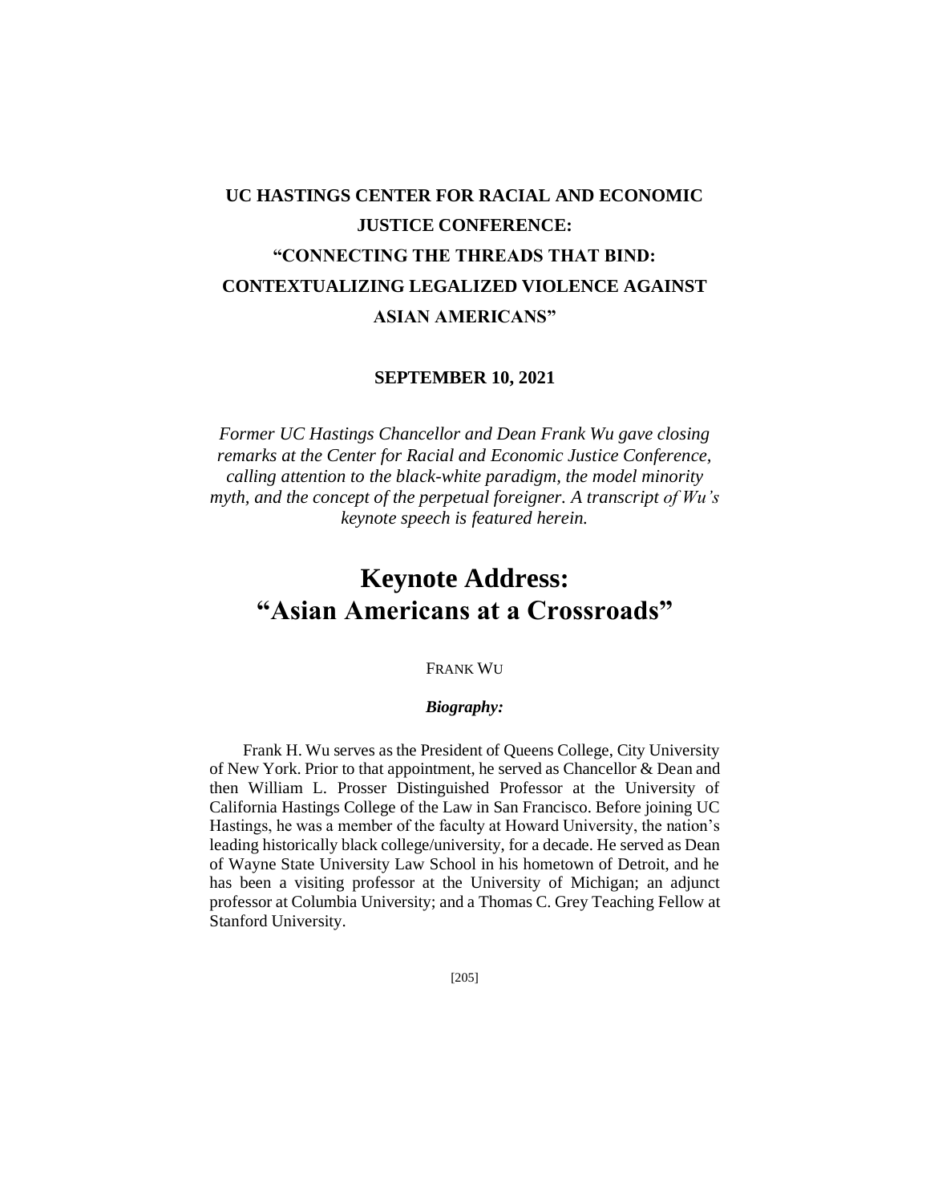# UC HASTINGS CENTER FOR RACIAL AND ECONOMIC JUSTICE CONFERENCE: "CONNECTING THE THREADS THAT BIND: CONTEXTUALIZING LEGALIZED VIOLENCE AGAINST ASIAN AMERICANS"

**SEPTEMBER 10, 2021**

*Former UC Hastings Chancellor and Dean Frank Wu gave closing remarks at the Center for Racial and Economic Justice Conference, calling attention to the black-white paradigm, the model minority myth, and the concept of the perpetual foreigner. A transcript of Wu's keynote speech is featured herein.*

# Keynote Address: "Asian Americans at a Crossroads"

FRANK WU

***Biography:***

Frank H. Wu serves as the President of Queens College, City University of New York. Prior to that appointment, he served as Chancellor & Dean and then William L. Prosser Distinguished Professor at the University of California Hastings College of the Law in San Francisco. Before joining UC Hastings, he was a member of the faculty at Howard University, the nation's leading historically black college/university, for a decade. He served as Dean of Wayne State University Law School in his hometown of Detroit, and he has been a visiting professor at the University of Michigan; an adjunct professor at Columbia University; and a Thomas C. Grey Teaching Fellow at Stanford University.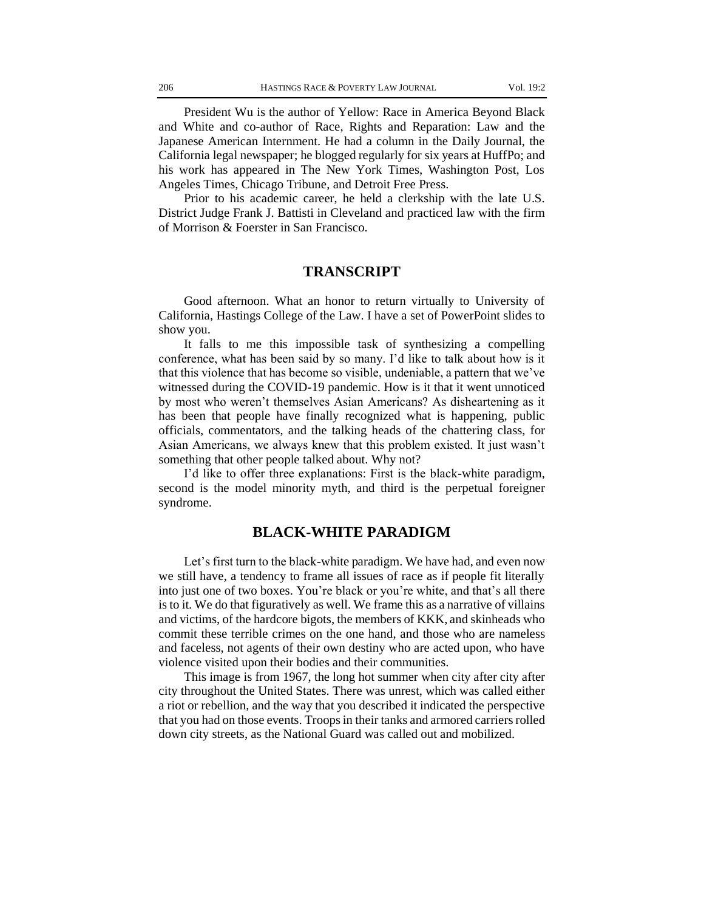President Wu is the author of Yellow: Race in America Beyond Black and White and co-author of Race, Rights and Reparation: Law and the Japanese American Internment. He had a column in the Daily Journal, the California legal newspaper; he blogged regularly for six years at HuffPo; and his work has appeared in The New York Times, Washington Post, Los Angeles Times, Chicago Tribune, and Detroit Free Press.

Prior to his academic career, he held a clerkship with the late U.S. District Judge Frank J. Battisti in Cleveland and practiced law with the firm of Morrison & Foerster in San Francisco.

## TRANSCRIPT

Good afternoon. What an honor to return virtually to University of California, Hastings College of the Law. I have a set of PowerPoint slides to show you.

It falls to me this impossible task of synthesizing a compelling conference, what has been said by so many. I'd like to talk about how is it that this violence that has become so visible, undeniable, a pattern that we've witnessed during the COVID-19 pandemic. How is it that it went unnoticed by most who weren't themselves Asian Americans? As disheartening as it has been that people have finally recognized what is happening, public officials, commentators, and the talking heads of the chattering class, for Asian Americans, we always knew that this problem existed. It just wasn't something that other people talked about. Why not?

I'd like to offer three explanations: First is the black-white paradigm, second is the model minority myth, and third is the perpetual foreigner syndrome.

## BLACK-WHITE PARADIGM

Let's first turn to the black-white paradigm. We have had, and even now we still have, a tendency to frame all issues of race as if people fit literally into just one of two boxes. You're black or you're white, and that's all there is to it. We do that figuratively as well. We frame this as a narrative of villains and victims, of the hardcore bigots, the members of KKK, and skinheads who commit these terrible crimes on the one hand, and those who are nameless and faceless, not agents of their own destiny who are acted upon, who have violence visited upon their bodies and their communities.

This image is from 1967, the long hot summer when city after city after city throughout the United States. There was unrest, which was called either a riot or rebellion, and the way that you described it indicated the perspective that you had on those events. Troops in their tanks and armored carriers rolled down city streets, as the National Guard was called out and mobilized.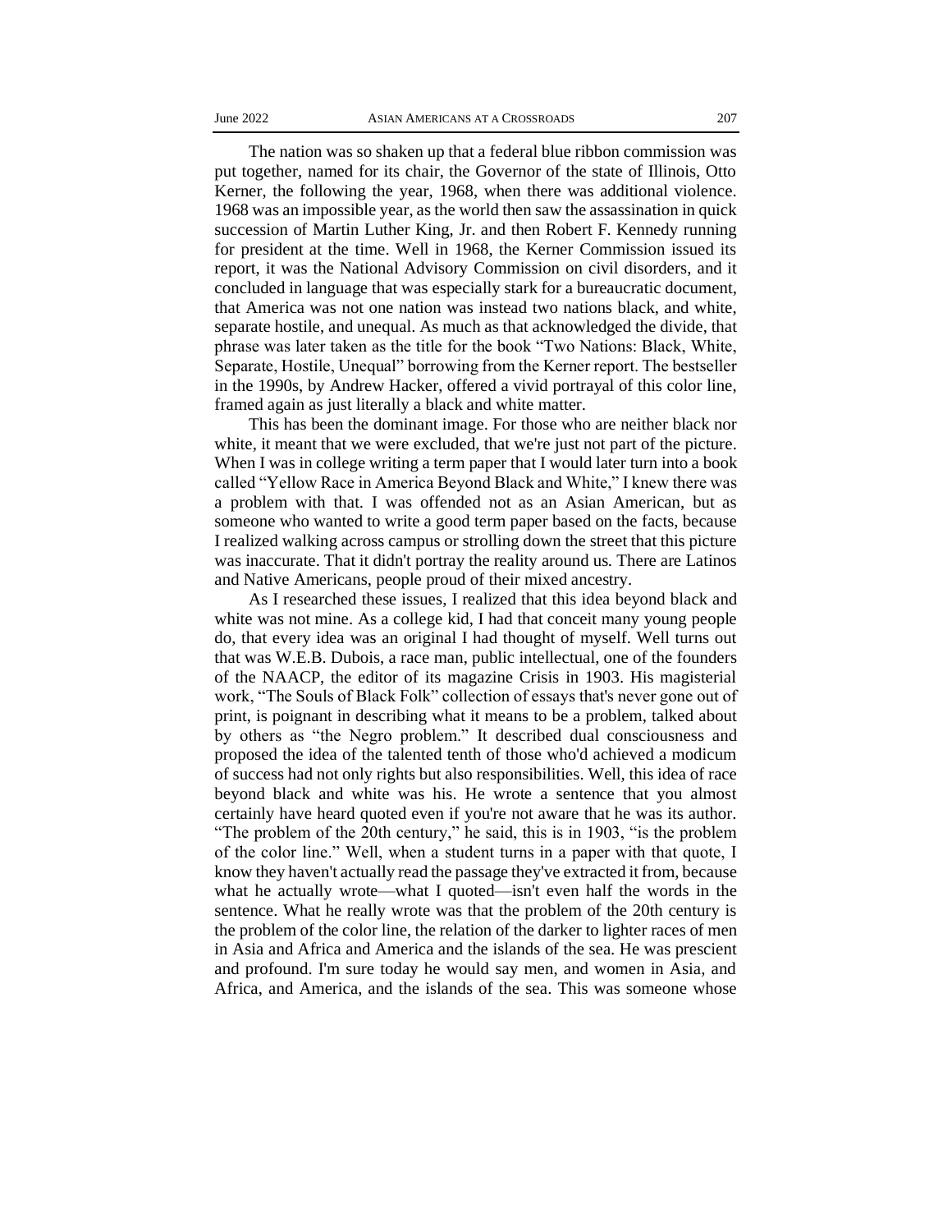The nation was so shaken up that a federal blue ribbon commission was put together, named for its chair, the Governor of the state of Illinois, Otto Kerner, the following the year, 1968, when there was additional violence. 1968 was an impossible year, as the world then saw the assassination in quick succession of Martin Luther King, Jr. and then Robert F. Kennedy running for president at the time. Well in 1968, the Kerner Commission issued its report, it was the National Advisory Commission on civil disorders, and it concluded in language that was especially stark for a bureaucratic document, that America was not one nation was instead two nations black, and white, separate hostile, and unequal. As much as that acknowledged the divide, that phrase was later taken as the title for the book "Two Nations: Black, White, Separate, Hostile, Unequal" borrowing from the Kerner report. The bestseller in the 1990s, by Andrew Hacker, offered a vivid portrayal of this color line, framed again as just literally a black and white matter.

This has been the dominant image. For those who are neither black nor white, it meant that we were excluded, that we're just not part of the picture. When I was in college writing a term paper that I would later turn into a book called "Yellow Race in America Beyond Black and White," I knew there was a problem with that. I was offended not as an Asian American, but as someone who wanted to write a good term paper based on the facts, because I realized walking across campus or strolling down the street that this picture was inaccurate. That it didn't portray the reality around us. There are Latinos and Native Americans, people proud of their mixed ancestry.

As I researched these issues, I realized that this idea beyond black and white was not mine. As a college kid, I had that conceit many young people do, that every idea was an original I had thought of myself. Well turns out that was W.E.B. Dubois, a race man, public intellectual, one of the founders of the NAACP, the editor of its magazine Crisis in 1903. His magisterial work, "The Souls of Black Folk" collection of essays that's never gone out of print, is poignant in describing what it means to be a problem, talked about by others as "the Negro problem." It described dual consciousness and proposed the idea of the talented tenth of those who'd achieved a modicum of success had not only rights but also responsibilities. Well, this idea of race beyond black and white was his. He wrote a sentence that you almost certainly have heard quoted even if you're not aware that he was its author. "The problem of the 20th century," he said, this is in 1903, "is the problem of the color line." Well, when a student turns in a paper with that quote, I know they haven't actually read the passage they've extracted it from, because what he actually wrote—what I quoted—isn't even half the words in the sentence. What he really wrote was that the problem of the 20th century is the problem of the color line, the relation of the darker to lighter races of men in Asia and Africa and America and the islands of the sea. He was prescient and profound. I'm sure today he would say men, and women in Asia, and Africa, and America, and the islands of the sea. This was someone whose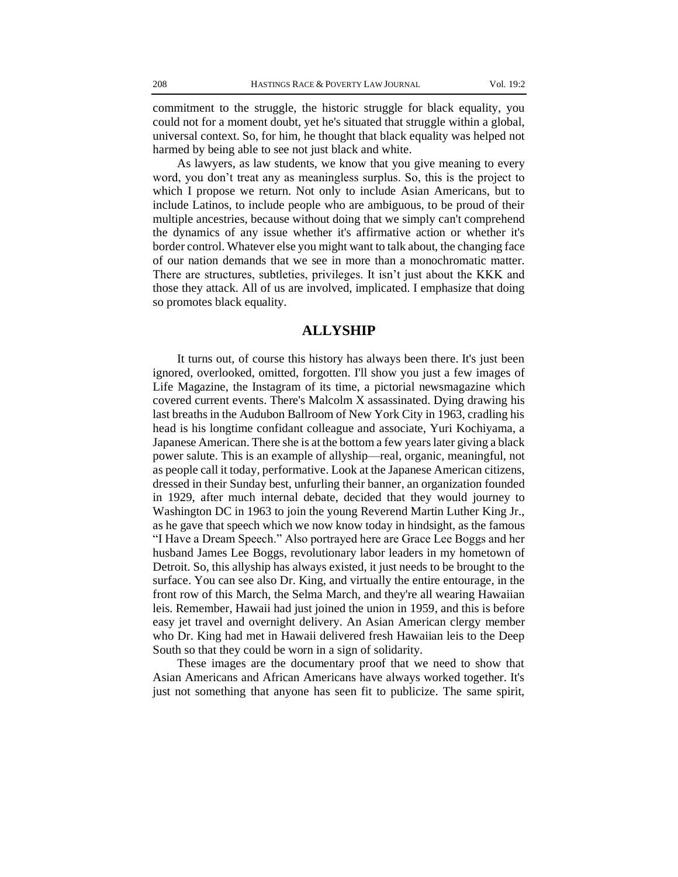commitment to the struggle, the historic struggle for black equality, you could not for a moment doubt, yet he's situated that struggle within a global, universal context. So, for him, he thought that black equality was helped not harmed by being able to see not just black and white.

As lawyers, as law students, we know that you give meaning to every word, you don't treat any as meaningless surplus. So, this is the project to which I propose we return. Not only to include Asian Americans, but to include Latinos, to include people who are ambiguous, to be proud of their multiple ancestries, because without doing that we simply can't comprehend the dynamics of any issue whether it's affirmative action or whether it's border control. Whatever else you might want to talk about, the changing face of our nation demands that we see in more than a monochromatic matter. There are structures, subtleties, privileges. It isn't just about the KKK and those they attack. All of us are involved, implicated. I emphasize that doing so promotes black equality.

## ALLYSHIP

It turns out, of course this history has always been there. It's just been ignored, overlooked, omitted, forgotten. I'll show you just a few images of Life Magazine, the Instagram of its time, a pictorial newsmagazine which covered current events. There's Malcolm X assassinated. Dying drawing his last breaths in the Audubon Ballroom of New York City in 1963, cradling his head is his longtime confidant colleague and associate, Yuri Kochiyama, a Japanese American. There she is at the bottom a few years later giving a black power salute. This is an example of allyship—real, organic, meaningful, not as people call it today, performative. Look at the Japanese American citizens, dressed in their Sunday best, unfurling their banner, an organization founded in 1929, after much internal debate, decided that they would journey to Washington DC in 1963 to join the young Reverend Martin Luther King Jr., as he gave that speech which we now know today in hindsight, as the famous "I Have a Dream Speech." Also portrayed here are Grace Lee Boggs and her husband James Lee Boggs, revolutionary labor leaders in my hometown of Detroit. So, this allyship has always existed, it just needs to be brought to the surface. You can see also Dr. King, and virtually the entire entourage, in the front row of this March, the Selma March, and they're all wearing Hawaiian leis. Remember, Hawaii had just joined the union in 1959, and this is before easy jet travel and overnight delivery. An Asian American clergy member who Dr. King had met in Hawaii delivered fresh Hawaiian leis to the Deep South so that they could be worn in a sign of solidarity.

These images are the documentary proof that we need to show that Asian Americans and African Americans have always worked together. It's just not something that anyone has seen fit to publicize. The same spirit,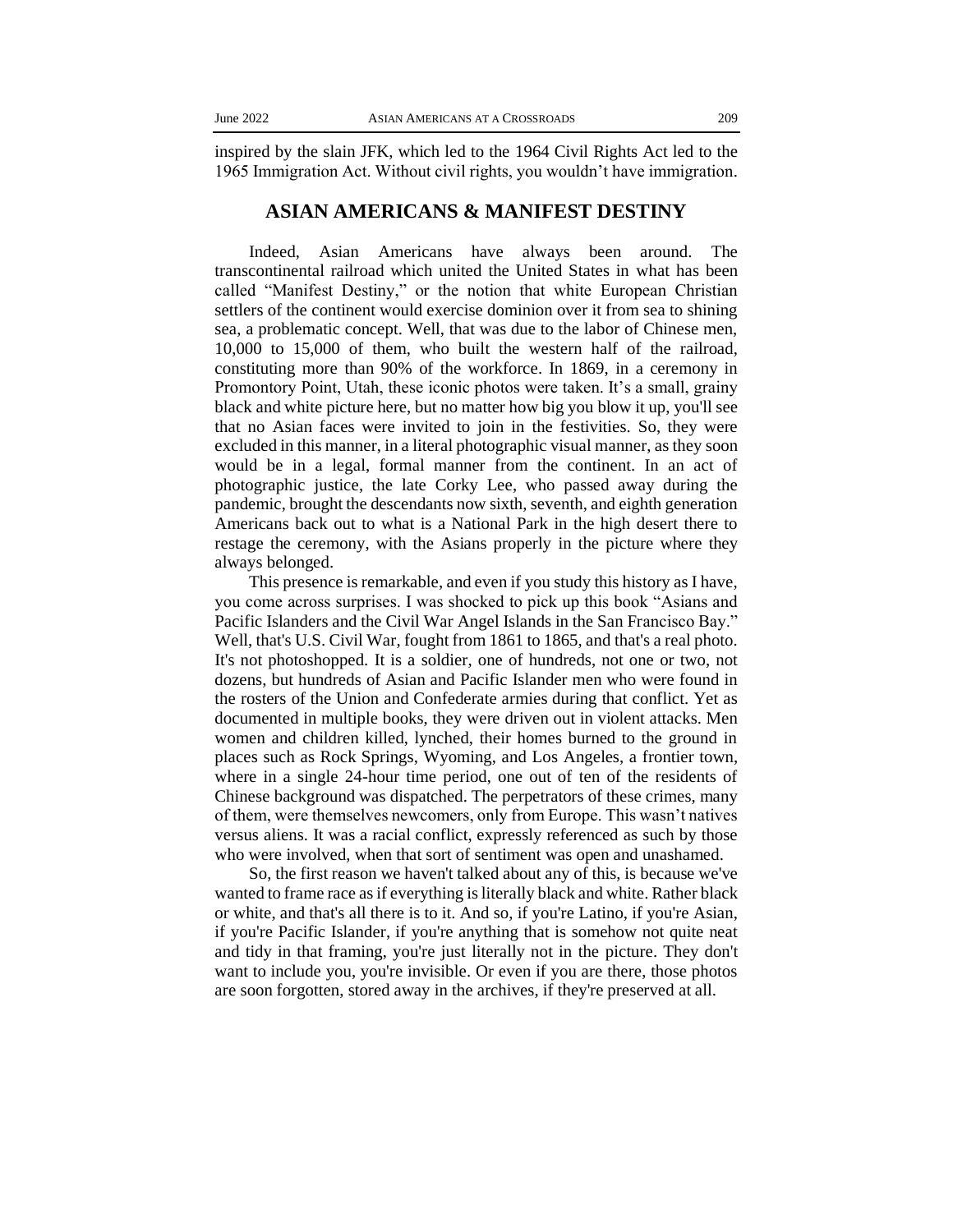inspired by the slain JFK, which led to the 1964 Civil Rights Act led to the 1965 Immigration Act. Without civil rights, you wouldn't have immigration.

## ASIAN AMERICANS & MANIFEST DESTINY

Indeed, Asian Americans have always been around. The transcontinental railroad which united the United States in what has been called "Manifest Destiny," or the notion that white European Christian settlers of the continent would exercise dominion over it from sea to shining sea, a problematic concept. Well, that was due to the labor of Chinese men, 10,000 to 15,000 of them, who built the western half of the railroad, constituting more than 90% of the workforce. In 1869, in a ceremony in Promontory Point, Utah, these iconic photos were taken. It's a small, grainy black and white picture here, but no matter how big you blow it up, you'll see that no Asian faces were invited to join in the festivities. So, they were excluded in this manner, in a literal photographic visual manner, as they soon would be in a legal, formal manner from the continent. In an act of photographic justice, the late Corky Lee, who passed away during the pandemic, brought the descendants now sixth, seventh, and eighth generation Americans back out to what is a National Park in the high desert there to restage the ceremony, with the Asians properly in the picture where they always belonged.

This presence is remarkable, and even if you study this history as I have, you come across surprises. I was shocked to pick up this book "Asians and Pacific Islanders and the Civil War Angel Islands in the San Francisco Bay." Well, that's U.S. Civil War, fought from 1861 to 1865, and that's a real photo. It's not photoshopped. It is a soldier, one of hundreds, not one or two, not dozens, but hundreds of Asian and Pacific Islander men who were found in the rosters of the Union and Confederate armies during that conflict. Yet as documented in multiple books, they were driven out in violent attacks. Men women and children killed, lynched, their homes burned to the ground in places such as Rock Springs, Wyoming, and Los Angeles, a frontier town, where in a single 24-hour time period, one out of ten of the residents of Chinese background was dispatched. The perpetrators of these crimes, many of them, were themselves newcomers, only from Europe. This wasn't natives versus aliens. It was a racial conflict, expressly referenced as such by those who were involved, when that sort of sentiment was open and unashamed.

So, the first reason we haven't talked about any of this, is because we've wanted to frame race as if everything is literally black and white. Rather black or white, and that's all there is to it. And so, if you're Latino, if you're Asian, if you're Pacific Islander, if you're anything that is somehow not quite neat and tidy in that framing, you're just literally not in the picture. They don't want to include you, you're invisible. Or even if you are there, those photos are soon forgotten, stored away in the archives, if they're preserved at all.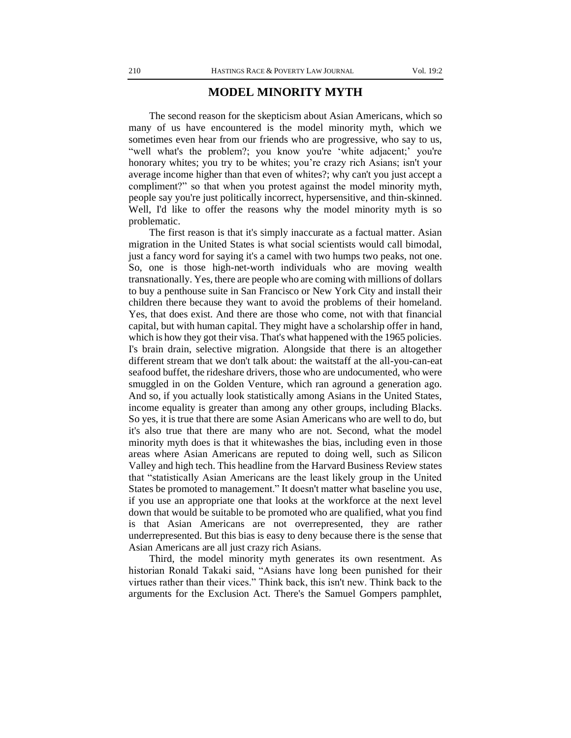## MODEL MINORITY MYTH

The second reason for the skepticism about Asian Americans, which so many of us have encountered is the model minority myth, which we sometimes even hear from our friends who are progressive, who say to us, "well what's the problem?; you know you're 'white adjacent;' you're honorary whites; you try to be whites; you're crazy rich Asians; isn't your average income higher than that even of whites?; why can't you just accept a compliment?" so that when you protest against the model minority myth, people say you're just politically incorrect, hypersensitive, and thin-skinned. Well, I'd like to offer the reasons why the model minority myth is so problematic.

The first reason is that it's simply inaccurate as a factual matter. Asian migration in the United States is what social scientists would call bimodal, just a fancy word for saying it's a camel with two humps two peaks, not one. So, one is those high-net-worth individuals who are moving wealth transnationally. Yes, there are people who are coming with millions of dollars to buy a penthouse suite in San Francisco or New York City and install their children there because they want to avoid the problems of their homeland. Yes, that does exist. And there are those who come, not with that financial capital, but with human capital. They might have a scholarship offer in hand, which is how they got their visa. That's what happened with the 1965 policies. I's brain drain, selective migration. Alongside that there is an altogether different stream that we don't talk about: the waitstaff at the all-you-can-eat seafood buffet, the rideshare drivers, those who are undocumented, who were smuggled in on the Golden Venture, which ran aground a generation ago. And so, if you actually look statistically among Asians in the United States, income equality is greater than among any other groups, including Blacks. So yes, it is true that there are some Asian Americans who are well to do, but it's also true that there are many who are not. Second, what the model minority myth does is that it whitewashes the bias, including even in those areas where Asian Americans are reputed to doing well, such as Silicon Valley and high tech. This headline from the Harvard Business Review states that "statistically Asian Americans are the least likely group in the United States be promoted to management." It doesn't matter what baseline you use, if you use an appropriate one that looks at the workforce at the next level down that would be suitable to be promoted who are qualified, what you find is that Asian Americans are not overrepresented, they are rather underrepresented. But this bias is easy to deny because there is the sense that Asian Americans are all just crazy rich Asians.

Third, the model minority myth generates its own resentment. As historian Ronald Takaki said, "Asians have long been punished for their virtues rather than their vices." Think back, this isn't new. Think back to the arguments for the Exclusion Act. There's the Samuel Gompers pamphlet,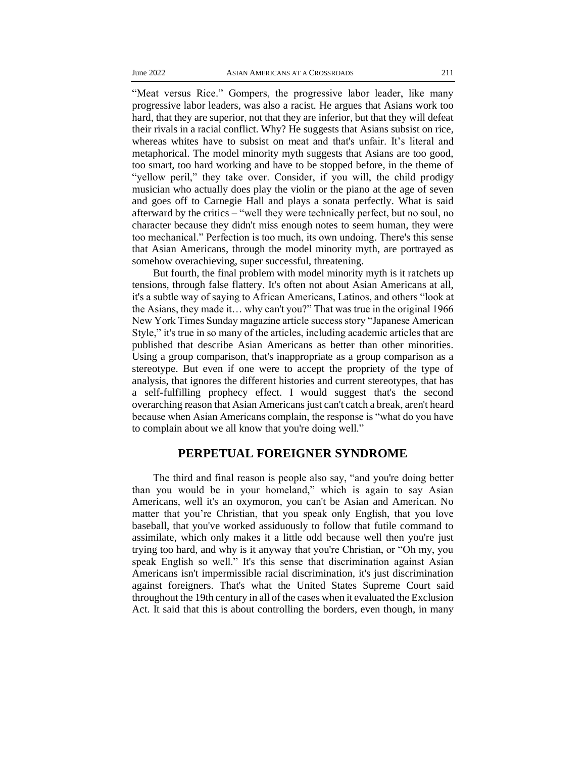"Meat versus Rice." Gompers, the progressive labor leader, like many progressive labor leaders, was also a racist. He argues that Asians work too hard, that they are superior, not that they are inferior, but that they will defeat their rivals in a racial conflict. Why? He suggests that Asians subsist on rice, whereas whites have to subsist on meat and that's unfair. It's literal and metaphorical. The model minority myth suggests that Asians are too good, too smart, too hard working and have to be stopped before, in the theme of "yellow peril," they take over. Consider, if you will, the child prodigy musician who actually does play the violin or the piano at the age of seven and goes off to Carnegie Hall and plays a sonata perfectly. What is said afterward by the critics – "well they were technically perfect, but no soul, no character because they didn't miss enough notes to seem human, they were too mechanical." Perfection is too much, its own undoing. There's this sense that Asian Americans, through the model minority myth, are portrayed as somehow overachieving, super successful, threatening.

But fourth, the final problem with model minority myth is it ratchets up tensions, through false flattery. It's often not about Asian Americans at all, it's a subtle way of saying to African Americans, Latinos, and others "look at the Asians, they made it… why can't you?" That was true in the original 1966 New York Times Sunday magazine article success story "Japanese American Style," it's true in so many of the articles, including academic articles that are published that describe Asian Americans as better than other minorities. Using a group comparison, that's inappropriate as a group comparison as a stereotype. But even if one were to accept the propriety of the type of analysis, that ignores the different histories and current stereotypes, that has a self-fulfilling prophecy effect. I would suggest that's the second overarching reason that Asian Americans just can't catch a break, aren't heard because when Asian Americans complain, the response is "what do you have to complain about we all know that you're doing well."

## PERPETUAL FOREIGNER SYNDROME

The third and final reason is people also say, "and you're doing better than you would be in your homeland," which is again to say Asian Americans, well it's an oxymoron, you can't be Asian and American. No matter that you're Christian, that you speak only English, that you love baseball, that you've worked assiduously to follow that futile command to assimilate, which only makes it a little odd because well then you're just trying too hard, and why is it anyway that you're Christian, or "Oh my, you speak English so well." It's this sense that discrimination against Asian Americans isn't impermissible racial discrimination, it's just discrimination against foreigners. That's what the United States Supreme Court said throughout the 19th century in all of the cases when it evaluated the Exclusion Act. It said that this is about controlling the borders, even though, in many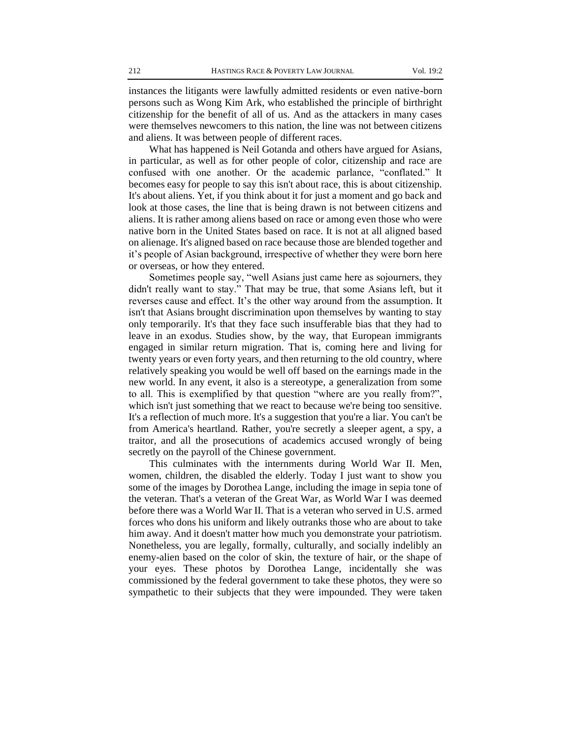instances the litigants were lawfully admitted residents or even native-born persons such as Wong Kim Ark, who established the principle of birthright citizenship for the benefit of all of us. And as the attackers in many cases were themselves newcomers to this nation, the line was not between citizens and aliens. It was between people of different races.

What has happened is Neil Gotanda and others have argued for Asians, in particular, as well as for other people of color, citizenship and race are confused with one another. Or the academic parlance, "conflated." It becomes easy for people to say this isn't about race, this is about citizenship. It's about aliens. Yet, if you think about it for just a moment and go back and look at those cases, the line that is being drawn is not between citizens and aliens. It is rather among aliens based on race or among even those who were native born in the United States based on race. It is not at all aligned based on alienage. It's aligned based on race because those are blended together and it's people of Asian background, irrespective of whether they were born here or overseas, or how they entered.

Sometimes people say, "well Asians just came here as sojourners, they didn't really want to stay." That may be true, that some Asians left, but it reverses cause and effect. It's the other way around from the assumption. It isn't that Asians brought discrimination upon themselves by wanting to stay only temporarily. It's that they face such insufferable bias that they had to leave in an exodus. Studies show, by the way, that European immigrants engaged in similar return migration. That is, coming here and living for twenty years or even forty years, and then returning to the old country, where relatively speaking you would be well off based on the earnings made in the new world. In any event, it also is a stereotype, a generalization from some to all. This is exemplified by that question "where are you really from?", which isn't just something that we react to because we're being too sensitive. It's a reflection of much more. It's a suggestion that you're a liar. You can't be from America's heartland. Rather, you're secretly a sleeper agent, a spy, a traitor, and all the prosecutions of academics accused wrongly of being secretly on the payroll of the Chinese government.

This culminates with the internments during World War II. Men, women, children, the disabled the elderly. Today I just want to show you some of the images by Dorothea Lange, including the image in sepia tone of the veteran. That's a veteran of the Great War, as World War I was deemed before there was a World War II. That is a veteran who served in U.S. armed forces who dons his uniform and likely outranks those who are about to take him away. And it doesn't matter how much you demonstrate your patriotism. Nonetheless, you are legally, formally, culturally, and socially indelibly an enemy-alien based on the color of skin, the texture of hair, or the shape of your eyes. These photos by Dorothea Lange, incidentally she was commissioned by the federal government to take these photos, they were so sympathetic to their subjects that they were impounded. They were taken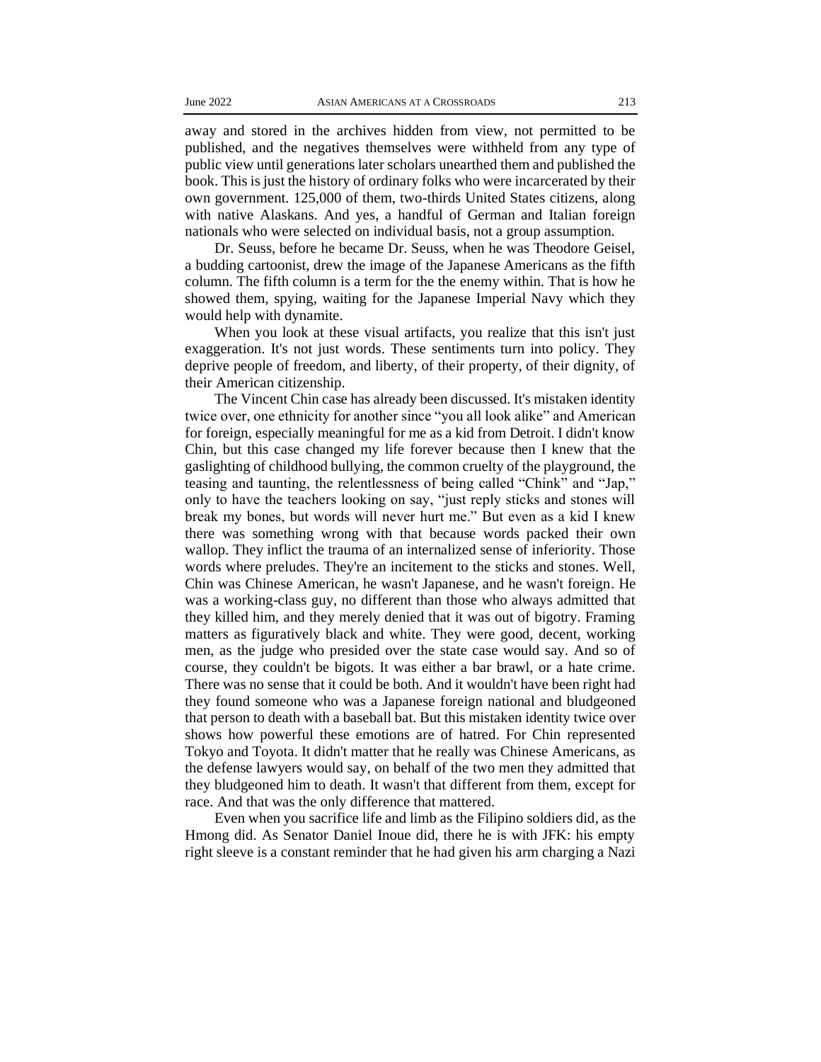away and stored in the archives hidden from view, not permitted to be published, and the negatives themselves were withheld from any type of public view until generations later scholars unearthed them and published the book. This is just the history of ordinary folks who were incarcerated by their own government. 125,000 of them, two-thirds United States citizens, along with native Alaskans. And yes, a handful of German and Italian foreign nationals who were selected on individual basis, not a group assumption.

Dr. Seuss, before he became Dr. Seuss, when he was Theodore Geisel, a budding cartoonist, drew the image of the Japanese Americans as the fifth column. The fifth column is a term for the the enemy within. That is how he showed them, spying, waiting for the Japanese Imperial Navy which they would help with dynamite.

When you look at these visual artifacts, you realize that this isn't just exaggeration. It's not just words. These sentiments turn into policy. They deprive people of freedom, and liberty, of their property, of their dignity, of their American citizenship.

The Vincent Chin case has already been discussed. It's mistaken identity twice over, one ethnicity for another since "you all look alike" and American for foreign, especially meaningful for me as a kid from Detroit. I didn't know Chin, but this case changed my life forever because then I knew that the gaslighting of childhood bullying, the common cruelty of the playground, the teasing and taunting, the relentlessness of being called "Chink" and "Jap," only to have the teachers looking on say, "just reply sticks and stones will break my bones, but words will never hurt me." But even as a kid I knew there was something wrong with that because words packed their own wallop. They inflict the trauma of an internalized sense of inferiority. Those words where preludes. They're an incitement to the sticks and stones. Well, Chin was Chinese American, he wasn't Japanese, and he wasn't foreign. He was a working-class guy, no different than those who always admitted that they killed him, and they merely denied that it was out of bigotry. Framing matters as figuratively black and white. They were good, decent, working men, as the judge who presided over the state case would say. And so of course, they couldn't be bigots. It was either a bar brawl, or a hate crime. There was no sense that it could be both. And it wouldn't have been right had they found someone who was a Japanese foreign national and bludgeoned that person to death with a baseball bat. But this mistaken identity twice over shows how powerful these emotions are of hatred. For Chin represented Tokyo and Toyota. It didn't matter that he really was Chinese Americans, as the defense lawyers would say, on behalf of the two men they admitted that they bludgeoned him to death. It wasn't that different from them, except for race. And that was the only difference that mattered.

Even when you sacrifice life and limb as the Filipino soldiers did, as the Hmong did. As Senator Daniel Inoue did, there he is with JFK: his empty right sleeve is a constant reminder that he had given his arm charging a Nazi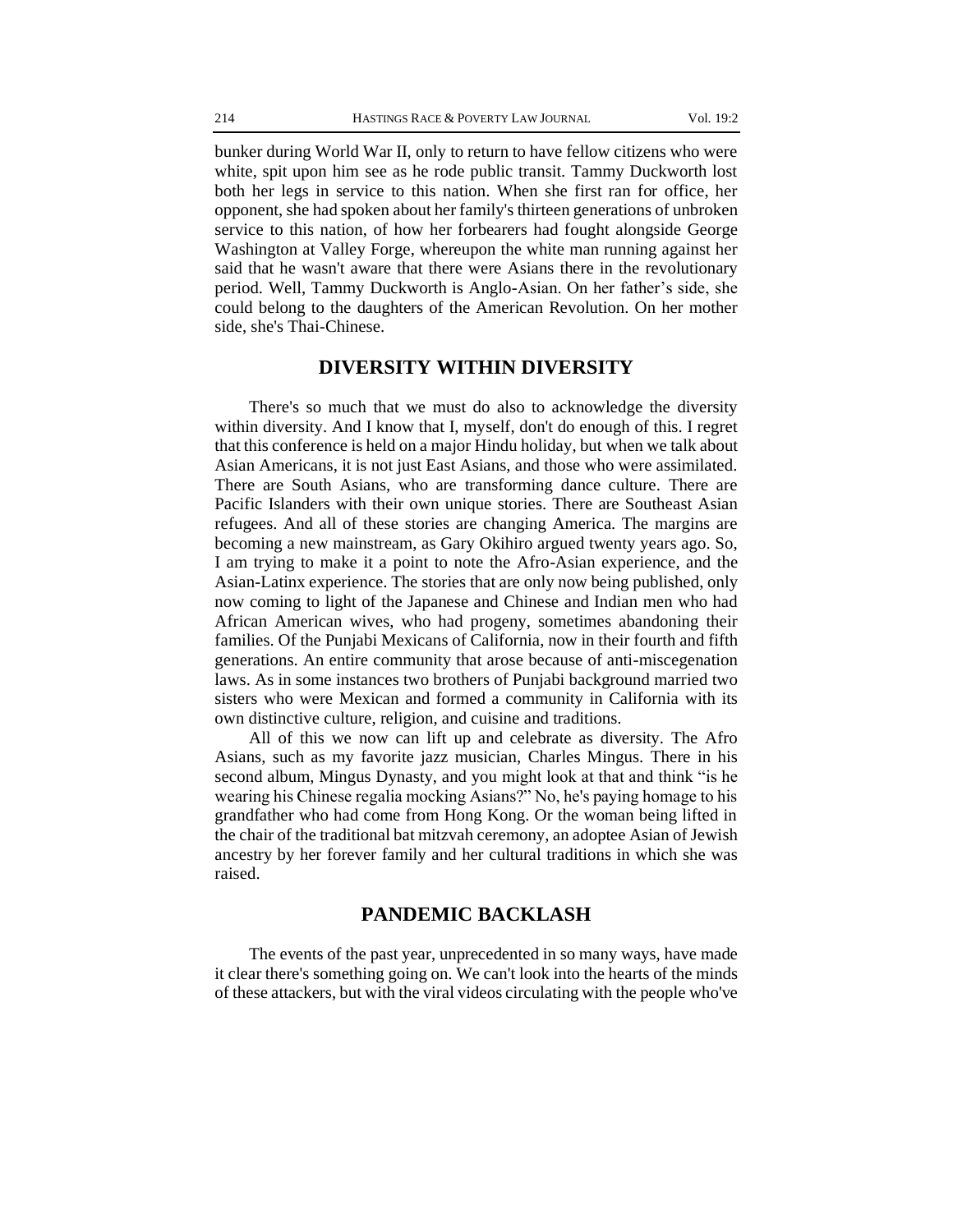bunker during World War II, only to return to have fellow citizens who were white, spit upon him see as he rode public transit. Tammy Duckworth lost both her legs in service to this nation. When she first ran for office, her opponent, she had spoken about her family's thirteen generations of unbroken service to this nation, of how her forbearers had fought alongside George Washington at Valley Forge, whereupon the white man running against her said that he wasn't aware that there were Asians there in the revolutionary period. Well, Tammy Duckworth is Anglo-Asian. On her father's side, she could belong to the daughters of the American Revolution. On her mother side, she's Thai-Chinese.

## DIVERSITY WITHIN DIVERSITY

There's so much that we must do also to acknowledge the diversity within diversity. And I know that I, myself, don't do enough of this. I regret that this conference is held on a major Hindu holiday, but when we talk about Asian Americans, it is not just East Asians, and those who were assimilated. There are South Asians, who are transforming dance culture. There are Pacific Islanders with their own unique stories. There are Southeast Asian refugees. And all of these stories are changing America. The margins are becoming a new mainstream, as Gary Okihiro argued twenty years ago. So, I am trying to make it a point to note the Afro-Asian experience, and the Asian-Latinx experience. The stories that are only now being published, only now coming to light of the Japanese and Chinese and Indian men who had African American wives, who had progeny, sometimes abandoning their families. Of the Punjabi Mexicans of California, now in their fourth and fifth generations. An entire community that arose because of anti-miscegenation laws. As in some instances two brothers of Punjabi background married two sisters who were Mexican and formed a community in California with its own distinctive culture, religion, and cuisine and traditions.

All of this we now can lift up and celebrate as diversity. The Afro Asians, such as my favorite jazz musician, Charles Mingus. There in his second album, Mingus Dynasty, and you might look at that and think "is he wearing his Chinese regalia mocking Asians?" No, he's paying homage to his grandfather who had come from Hong Kong. Or the woman being lifted in the chair of the traditional bat mitzvah ceremony, an adoptee Asian of Jewish ancestry by her forever family and her cultural traditions in which she was raised.

## PANDEMIC BACKLASH

The events of the past year, unprecedented in so many ways, have made it clear there's something going on. We can't look into the hearts of the minds of these attackers, but with the viral videos circulating with the people who've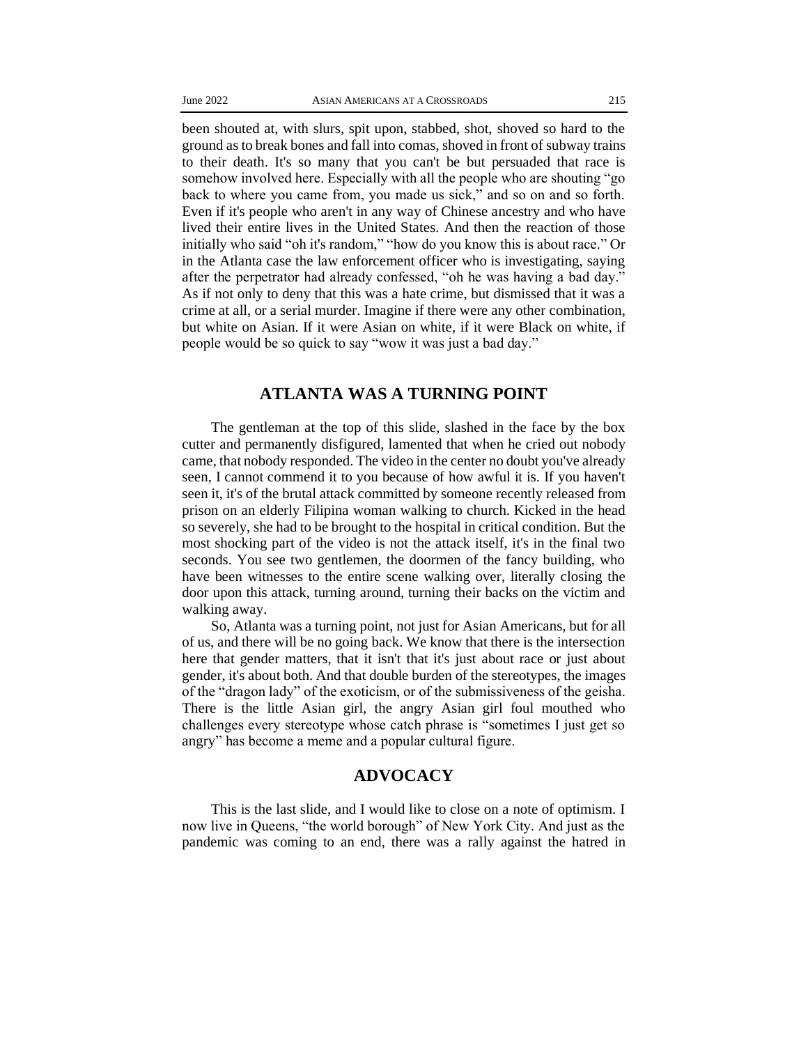been shouted at, with slurs, spit upon, stabbed, shot, shoved so hard to the ground as to break bones and fall into comas, shoved in front of subway trains to their death. It's so many that you can't be but persuaded that race is somehow involved here. Especially with all the people who are shouting "go back to where you came from, you made us sick," and so on and so forth. Even if it's people who aren't in any way of Chinese ancestry and who have lived their entire lives in the United States. And then the reaction of those initially who said "oh it's random," "how do you know this is about race." Or in the Atlanta case the law enforcement officer who is investigating, saying after the perpetrator had already confessed, "oh he was having a bad day." As if not only to deny that this was a hate crime, but dismissed that it was a crime at all, or a serial murder. Imagine if there were any other combination, but white on Asian. If it were Asian on white, if it were Black on white, if people would be so quick to say "wow it was just a bad day."

## ATLANTA WAS A TURNING POINT

The gentleman at the top of this slide, slashed in the face by the box cutter and permanently disfigured, lamented that when he cried out nobody came, that nobody responded. The video in the center no doubt you've already seen, I cannot commend it to you because of how awful it is. If you haven't seen it, it's of the brutal attack committed by someone recently released from prison on an elderly Filipina woman walking to church. Kicked in the head so severely, she had to be brought to the hospital in critical condition. But the most shocking part of the video is not the attack itself, it's in the final two seconds. You see two gentlemen, the doormen of the fancy building, who have been witnesses to the entire scene walking over, literally closing the door upon this attack, turning around, turning their backs on the victim and walking away.

So, Atlanta was a turning point, not just for Asian Americans, but for all of us, and there will be no going back. We know that there is the intersection here that gender matters, that it isn't that it's just about race or just about gender, it's about both. And that double burden of the stereotypes, the images of the "dragon lady" of the exoticism, or of the submissiveness of the geisha. There is the little Asian girl, the angry Asian girl foul mouthed who challenges every stereotype whose catch phrase is "sometimes I just get so angry" has become a meme and a popular cultural figure.

## ADVOCACY

This is the last slide, and I would like to close on a note of optimism. I now live in Queens, "the world borough" of New York City. And just as the pandemic was coming to an end, there was a rally against the hatred in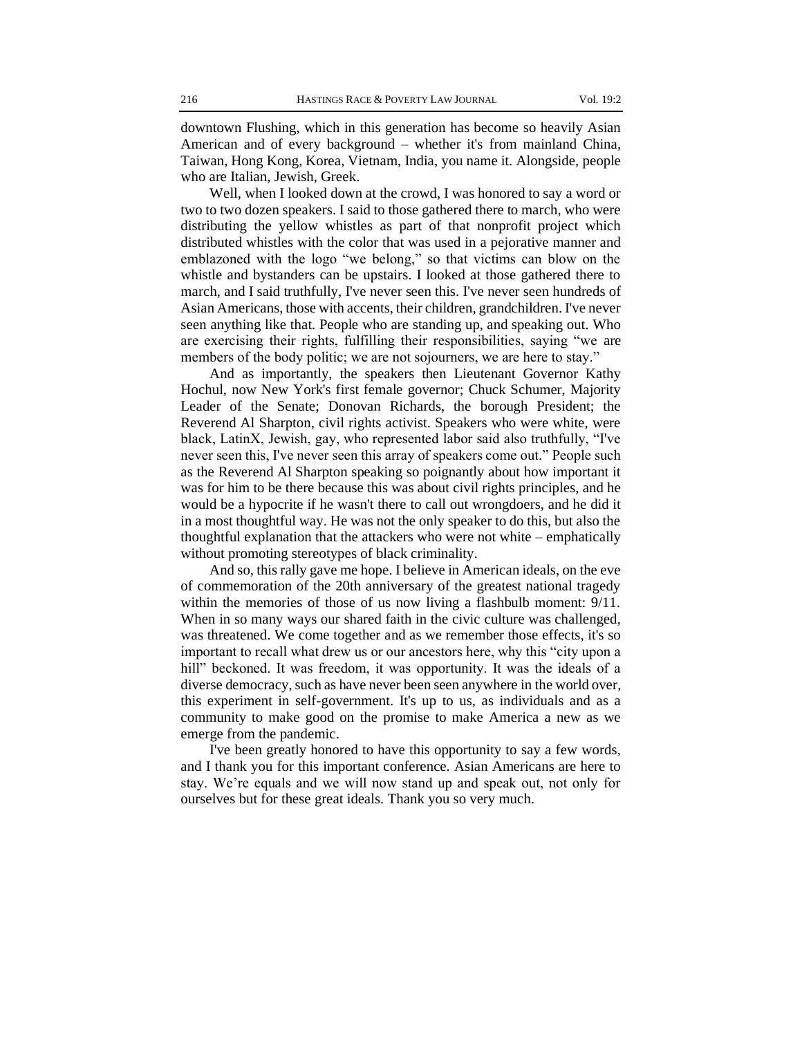downtown Flushing, which in this generation has become so heavily Asian American and of every background – whether it's from mainland China, Taiwan, Hong Kong, Korea, Vietnam, India, you name it. Alongside, people who are Italian, Jewish, Greek.

Well, when I looked down at the crowd, I was honored to say a word or two to two dozen speakers. I said to those gathered there to march, who were distributing the yellow whistles as part of that nonprofit project which distributed whistles with the color that was used in a pejorative manner and emblazoned with the logo "we belong," so that victims can blow on the whistle and bystanders can be upstairs. I looked at those gathered there to march, and I said truthfully, I've never seen this. I've never seen hundreds of Asian Americans, those with accents, their children, grandchildren. I've never seen anything like that. People who are standing up, and speaking out. Who are exercising their rights, fulfilling their responsibilities, saying "we are members of the body politic; we are not sojourners, we are here to stay."

And as importantly, the speakers then Lieutenant Governor Kathy Hochul, now New York's first female governor; Chuck Schumer, Majority Leader of the Senate; Donovan Richards, the borough President; the Reverend Al Sharpton, civil rights activist. Speakers who were white, were black, LatinX, Jewish, gay, who represented labor said also truthfully, "I've never seen this, I've never seen this array of speakers come out." People such as the Reverend Al Sharpton speaking so poignantly about how important it was for him to be there because this was about civil rights principles, and he would be a hypocrite if he wasn't there to call out wrongdoers, and he did it in a most thoughtful way. He was not the only speaker to do this, but also the thoughtful explanation that the attackers who were not white – emphatically without promoting stereotypes of black criminality.

And so, this rally gave me hope. I believe in American ideals, on the eve of commemoration of the 20th anniversary of the greatest national tragedy within the memories of those of us now living a flashbulb moment: 9/11. When in so many ways our shared faith in the civic culture was challenged, was threatened. We come together and as we remember those effects, it's so important to recall what drew us or our ancestors here, why this "city upon a hill" beckoned. It was freedom, it was opportunity. It was the ideals of a diverse democracy, such as have never been seen anywhere in the world over, this experiment in self-government. It's up to us, as individuals and as a community to make good on the promise to make America a new as we emerge from the pandemic.

I've been greatly honored to have this opportunity to say a few words, and I thank you for this important conference. Asian Americans are here to stay. We're equals and we will now stand up and speak out, not only for ourselves but for these great ideals. Thank you so very much.